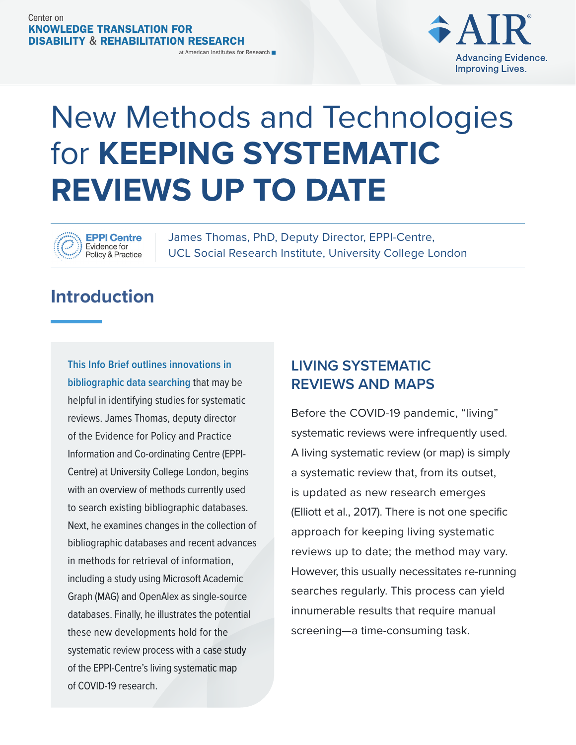Center on
**KNOWLEDGE TRANSLATION FOR DISABILITY & REHABILITATION RESEARCH**
at American Institutes for Research

AIR
Advancing Evidence. Improving Lives.

# New Methods and Technologies for **KEEPING SYSTEMATIC REVIEWS UP TO DATE**

EPPI Centre
Evidence for Policy & Practice

James Thomas, PhD, Deputy Director, EPPI-Centre, UCL Social Research Institute, University College London

## Introduction

**This Info Brief outlines innovations in bibliographic data searching** that may be helpful in identifying studies for systematic reviews. James Thomas, deputy director of the Evidence for Policy and Practice Information and Co-ordinating Centre (EPPI-Centre) at University College London, begins with an overview of methods currently used to search existing bibliographic databases. Next, he examines changes in the collection of bibliographic databases and recent advances in methods for retrieval of information, including a study using Microsoft Academic Graph (MAG) and OpenAlex as single-source databases. Finally, he illustrates the potential these new developments hold for the systematic review process with a case study of the EPPI-Centre's living systematic map of COVID-19 research.

### LIVING SYSTEMATIC REVIEWS AND MAPS

Before the COVID-19 pandemic, "living" systematic reviews were infrequently used. A living systematic review (or map) is simply a systematic review that, from its outset, is updated as new research emerges (Elliott et al., 2017). There is not one specific approach for keeping living systematic reviews up to date; the method may vary. However, this usually necessitates re-running searches regularly. This process can yield innumerable results that require manual screening—a time-consuming task.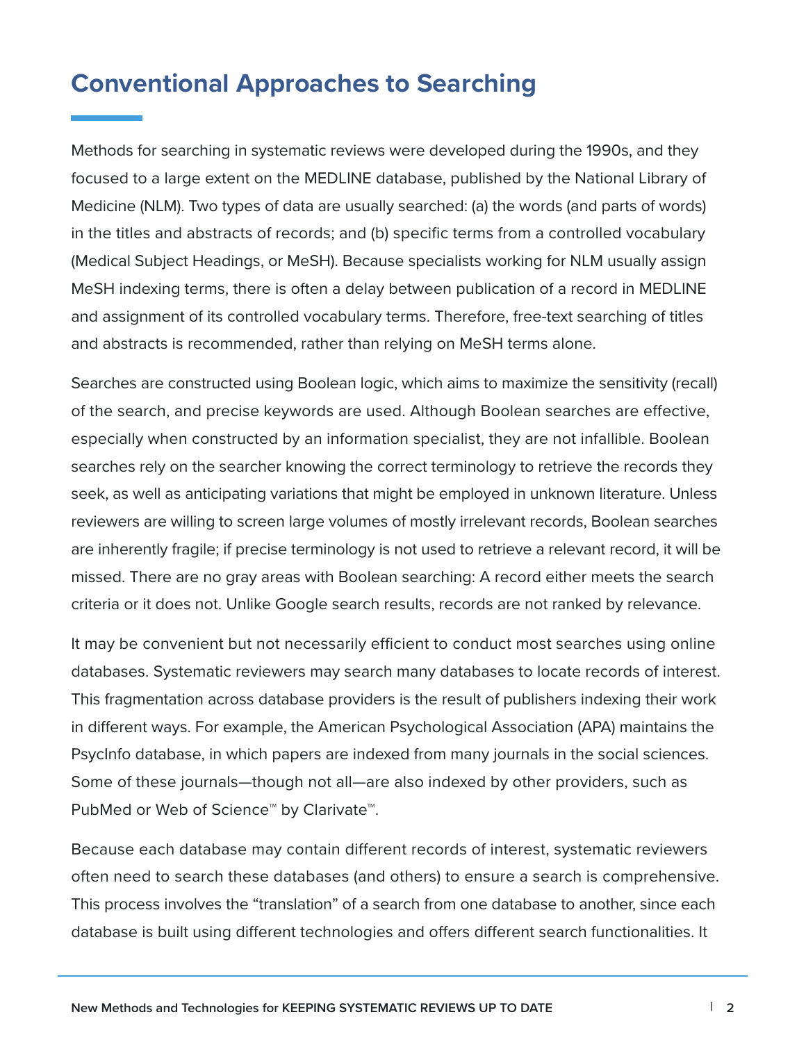# Conventional Approaches to Searching

Methods for searching in systematic reviews were developed during the 1990s, and they focused to a large extent on the MEDLINE database, published by the National Library of Medicine (NLM). Two types of data are usually searched: (a) the words (and parts of words) in the titles and abstracts of records; and (b) specific terms from a controlled vocabulary (Medical Subject Headings, or MeSH). Because specialists working for NLM usually assign MeSH indexing terms, there is often a delay between publication of a record in MEDLINE and assignment of its controlled vocabulary terms. Therefore, free-text searching of titles and abstracts is recommended, rather than relying on MeSH terms alone.

Searches are constructed using Boolean logic, which aims to maximize the sensitivity (recall) of the search, and precise keywords are used. Although Boolean searches are effective, especially when constructed by an information specialist, they are not infallible. Boolean searches rely on the searcher knowing the correct terminology to retrieve the records they seek, as well as anticipating variations that might be employed in unknown literature. Unless reviewers are willing to screen large volumes of mostly irrelevant records, Boolean searches are inherently fragile; if precise terminology is not used to retrieve a relevant record, it will be missed. There are no gray areas with Boolean searching: A record either meets the search criteria or it does not. Unlike Google search results, records are not ranked by relevance.

It may be convenient but not necessarily efficient to conduct most searches using online databases. Systematic reviewers may search many databases to locate records of interest. This fragmentation across database providers is the result of publishers indexing their work in different ways. For example, the American Psychological Association (APA) maintains the PsycInfo database, in which papers are indexed from many journals in the social sciences. Some of these journals—though not all—are also indexed by other providers, such as PubMed or Web of Science™ by Clarivate™.

Because each database may contain different records of interest, systematic reviewers often need to search these databases (and others) to ensure a search is comprehensive. This process involves the "translation" of a search from one database to another, since each database is built using different technologies and offers different search functionalities. It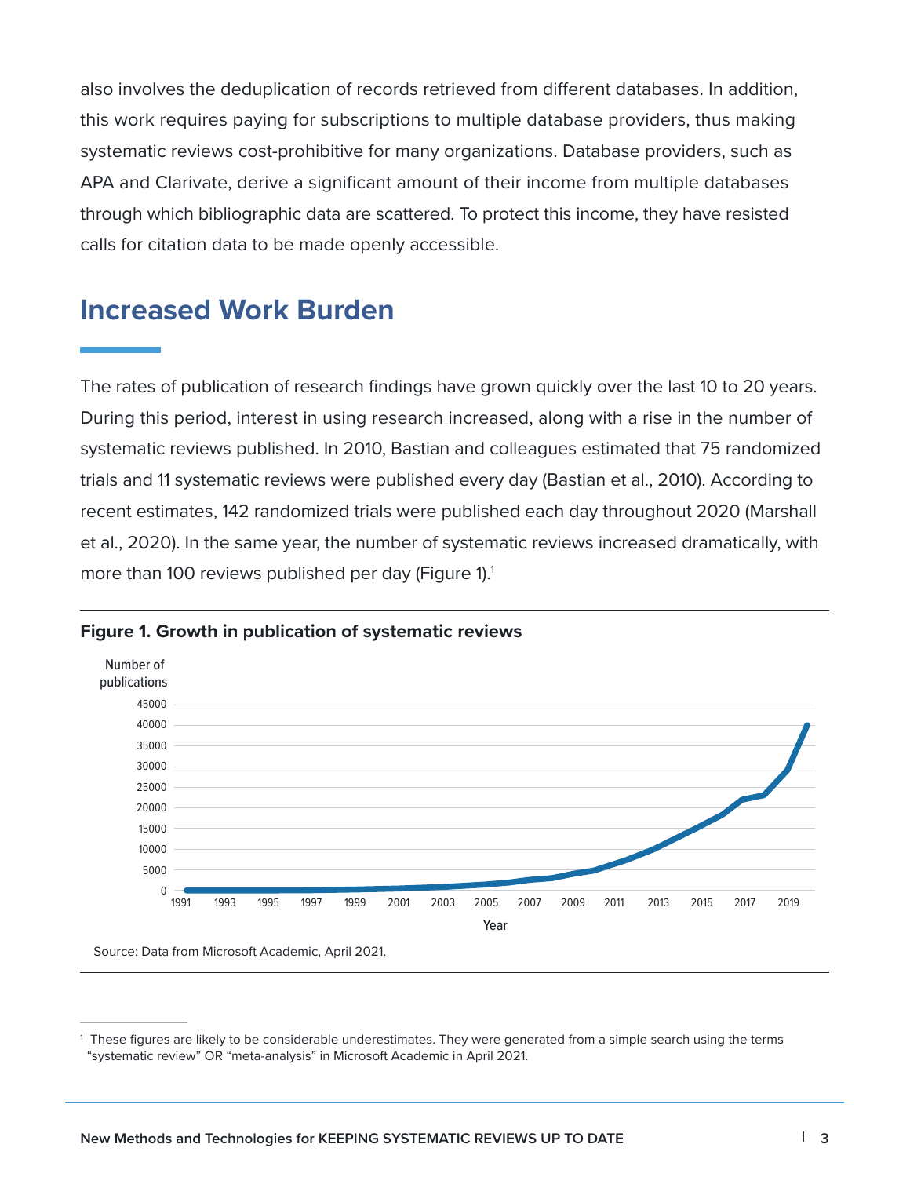also involves the deduplication of records retrieved from different databases. In addition, this work requires paying for subscriptions to multiple database providers, thus making systematic reviews cost-prohibitive for many organizations. Database providers, such as APA and Clarivate, derive a significant amount of their income from multiple databases through which bibliographic data are scattered. To protect this income, they have resisted calls for citation data to be made openly accessible.

## Increased Work Burden

The rates of publication of research findings have grown quickly over the last 10 to 20 years. During this period, interest in using research increased, along with a rise in the number of systematic reviews published. In 2010, Bastian and colleagues estimated that 75 randomized trials and 11 systematic reviews were published every day (Bastian et al., 2010). According to recent estimates, 142 randomized trials were published each day throughout 2020 (Marshall et al., 2020). In the same year, the number of systematic reviews increased dramatically, with more than 100 reviews published per day (Figure 1).[1]

**Figure 1. Growth in publication of systematic reviews**

Source: Data from Microsoft Academic, April 2021.

[1] These figures are likely to be considerable underestimates. They were generated from a simple search using the terms "systematic review" OR "meta-analysis" in Microsoft Academic in April 2021.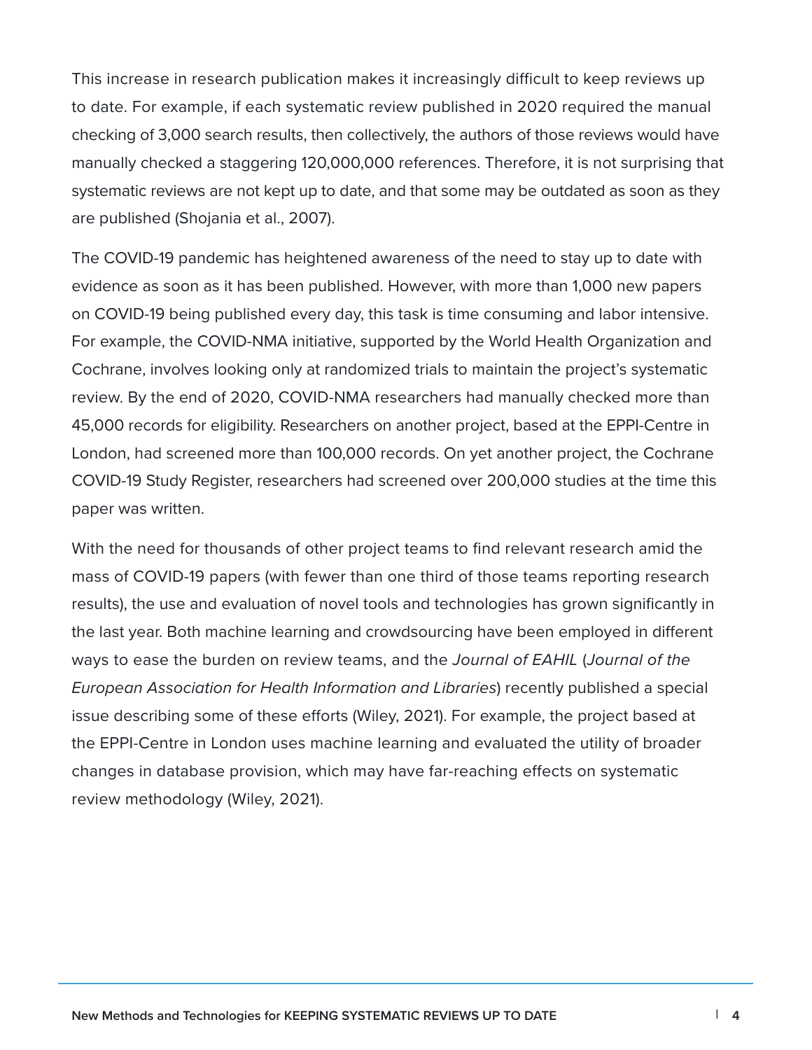This increase in research publication makes it increasingly difficult to keep reviews up to date. For example, if each systematic review published in 2020 required the manual checking of 3,000 search results, then collectively, the authors of those reviews would have manually checked a staggering 120,000,000 references. Therefore, it is not surprising that systematic reviews are not kept up to date, and that some may be outdated as soon as they are published (Shojania et al., 2007).

The COVID-19 pandemic has heightened awareness of the need to stay up to date with evidence as soon as it has been published. However, with more than 1,000 new papers on COVID-19 being published every day, this task is time consuming and labor intensive. For example, the COVID-NMA initiative, supported by the World Health Organization and Cochrane, involves looking only at randomized trials to maintain the project's systematic review. By the end of 2020, COVID-NMA researchers had manually checked more than 45,000 records for eligibility. Researchers on another project, based at the EPPI-Centre in London, had screened more than 100,000 records. On yet another project, the Cochrane COVID-19 Study Register, researchers had screened over 200,000 studies at the time this paper was written.

With the need for thousands of other project teams to find relevant research amid the mass of COVID-19 papers (with fewer than one third of those teams reporting research results), the use and evaluation of novel tools and technologies has grown significantly in the last year. Both machine learning and crowdsourcing have been employed in different ways to ease the burden on review teams, and the *Journal of EAHIL* (*Journal of the European Association for Health Information and Libraries*) recently published a special issue describing some of these efforts (Wiley, 2021). For example, the project based at the EPPI-Centre in London uses machine learning and evaluated the utility of broader changes in database provision, which may have far-reaching effects on systematic review methodology (Wiley, 2021).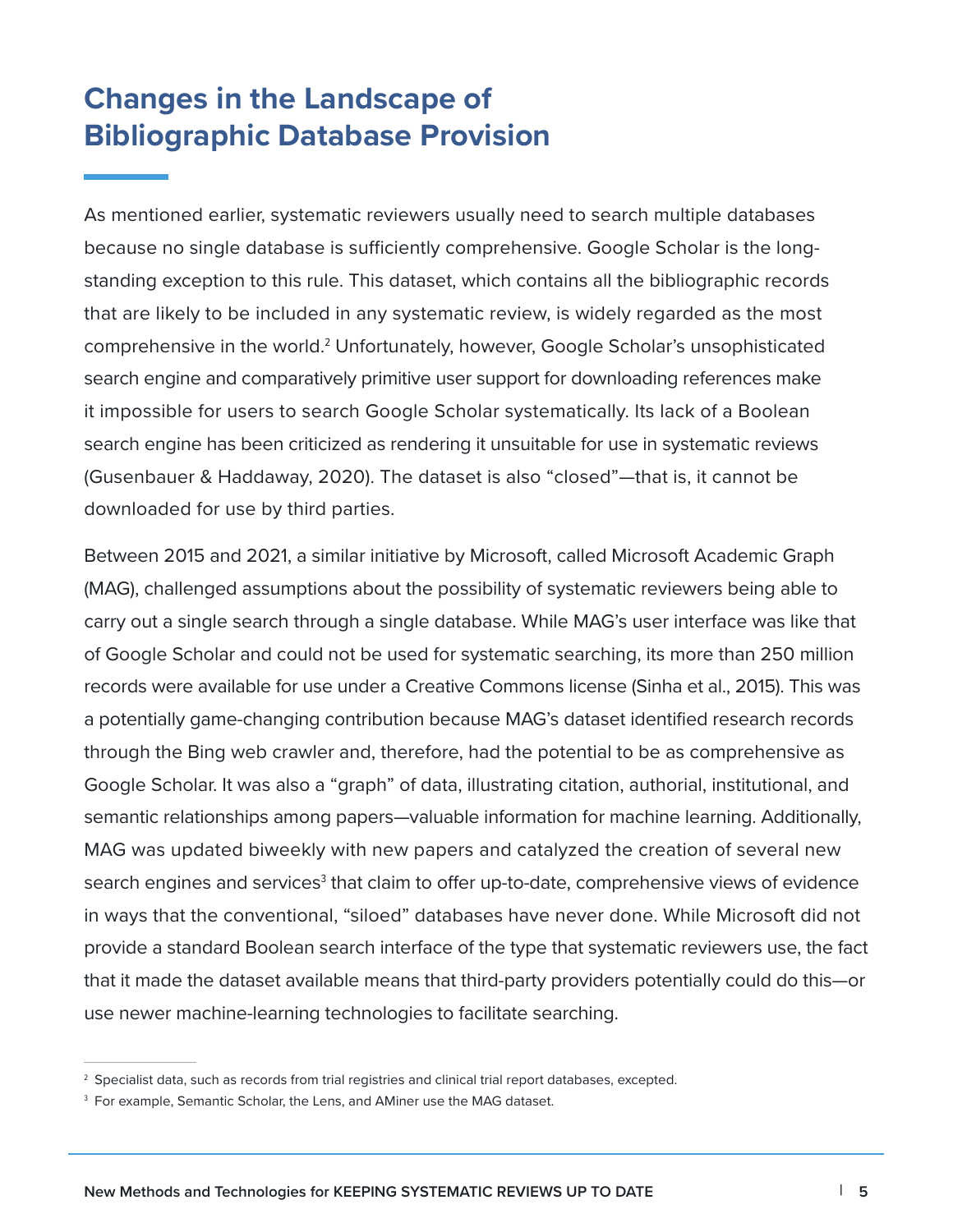## Changes in the Landscape of Bibliographic Database Provision

As mentioned earlier, systematic reviewers usually need to search multiple databases because no single database is sufficiently comprehensive. Google Scholar is the long-standing exception to this rule. This dataset, which contains all the bibliographic records that are likely to be included in any systematic review, is widely regarded as the most comprehensive in the world.[2] Unfortunately, however, Google Scholar's unsophisticated search engine and comparatively primitive user support for downloading references make it impossible for users to search Google Scholar systematically. Its lack of a Boolean search engine has been criticized as rendering it unsuitable for use in systematic reviews (Gusenbauer & Haddaway, 2020). The dataset is also "closed"—that is, it cannot be downloaded for use by third parties.

Between 2015 and 2021, a similar initiative by Microsoft, called Microsoft Academic Graph (MAG), challenged assumptions about the possibility of systematic reviewers being able to carry out a single search through a single database. While MAG's user interface was like that of Google Scholar and could not be used for systematic searching, its more than 250 million records were available for use under a Creative Commons license (Sinha et al., 2015). This was a potentially game-changing contribution because MAG's dataset identified research records through the Bing web crawler and, therefore, had the potential to be as comprehensive as Google Scholar. It was also a "graph" of data, illustrating citation, authorial, institutional, and semantic relationships among papers—valuable information for machine learning. Additionally, MAG was updated biweekly with new papers and catalyzed the creation of several new search engines and services[3] that claim to offer up-to-date, comprehensive views of evidence in ways that the conventional, "siloed" databases have never done. While Microsoft did not provide a standard Boolean search interface of the type that systematic reviewers use, the fact that it made the dataset available means that third-party providers potentially could do this—or use newer machine-learning technologies to facilitate searching.

---

[2] Specialist data, such as records from trial registries and clinical trial report databases, excepted.

[3] For example, Semantic Scholar, the Lens, and AMiner use the MAG dataset.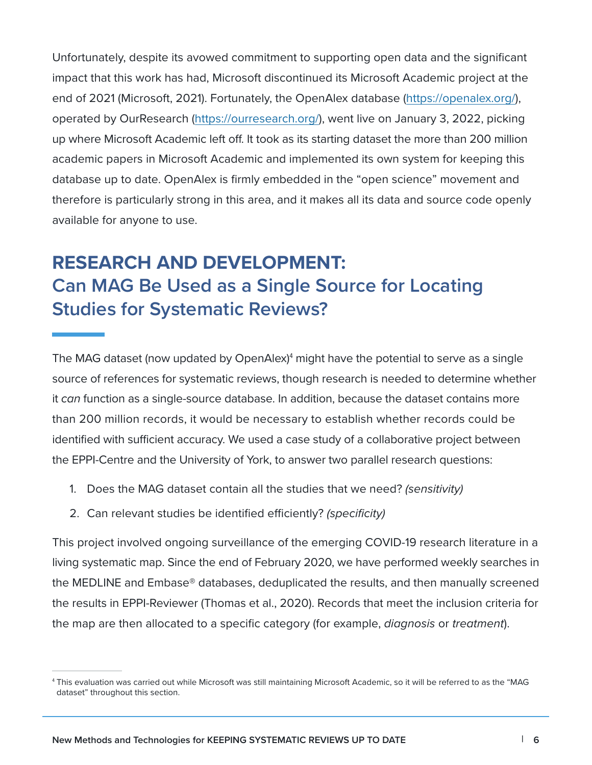Unfortunately, despite its avowed commitment to supporting open data and the significant impact that this work has had, Microsoft discontinued its Microsoft Academic project at the end of 2021 (Microsoft, 2021). Fortunately, the OpenAlex database (https://openalex.org/), operated by OurResearch (https://ourresearch.org/), went live on January 3, 2022, picking up where Microsoft Academic left off. It took as its starting dataset the more than 200 million academic papers in Microsoft Academic and implemented its own system for keeping this database up to date. OpenAlex is firmly embedded in the "open science" movement and therefore is particularly strong in this area, and it makes all its data and source code openly available for anyone to use.

## RESEARCH AND DEVELOPMENT: Can MAG Be Used as a Single Source for Locating Studies for Systematic Reviews?

The MAG dataset (now updated by OpenAlex)[4] might have the potential to serve as a single source of references for systematic reviews, though research is needed to determine whether it *can* function as a single-source database. In addition, because the dataset contains more than 200 million records, it would be necessary to establish whether records could be identified with sufficient accuracy. We used a case study of a collaborative project between the EPPI-Centre and the University of York, to answer two parallel research questions:

1. Does the MAG dataset contain all the studies that we need? *(sensitivity)*
2. Can relevant studies be identified efficiently? *(specificity)*

This project involved ongoing surveillance of the emerging COVID-19 research literature in a living systematic map. Since the end of February 2020, we have performed weekly searches in the MEDLINE and Embase® databases, deduplicated the results, and then manually screened the results in EPPI-Reviewer (Thomas et al., 2020). Records that meet the inclusion criteria for the map are then allocated to a specific category (for example, *diagnosis* or *treatment*).

[4] This evaluation was carried out while Microsoft was still maintaining Microsoft Academic, so it will be referred to as the "MAG dataset" throughout this section.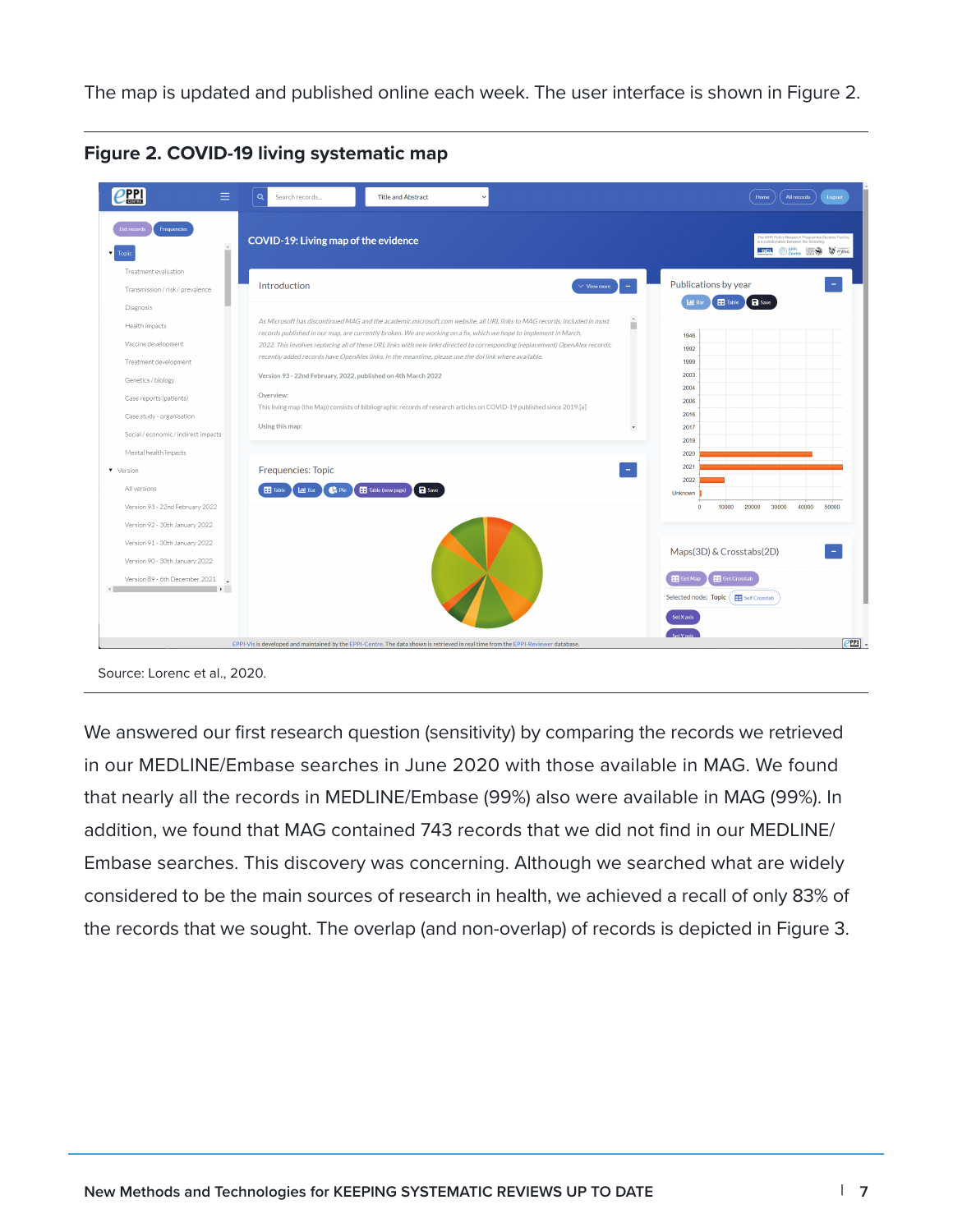The map is updated and published online each week. The user interface is shown in Figure 2.

**Figure 2. COVID-19 living systematic map**

Source: Lorenc et al., 2020.

We answered our first research question (sensitivity) by comparing the records we retrieved in our MEDLINE/Embase searches in June 2020 with those available in MAG. We found that nearly all the records in MEDLINE/Embase (99%) also were available in MAG (99%). In addition, we found that MAG contained 743 records that we did not find in our MEDLINE/Embase searches. This discovery was concerning. Although we searched what are widely considered to be the main sources of research in health, we achieved a recall of only 83% of the records that we sought. The overlap (and non-overlap) of records is depicted in Figure 3.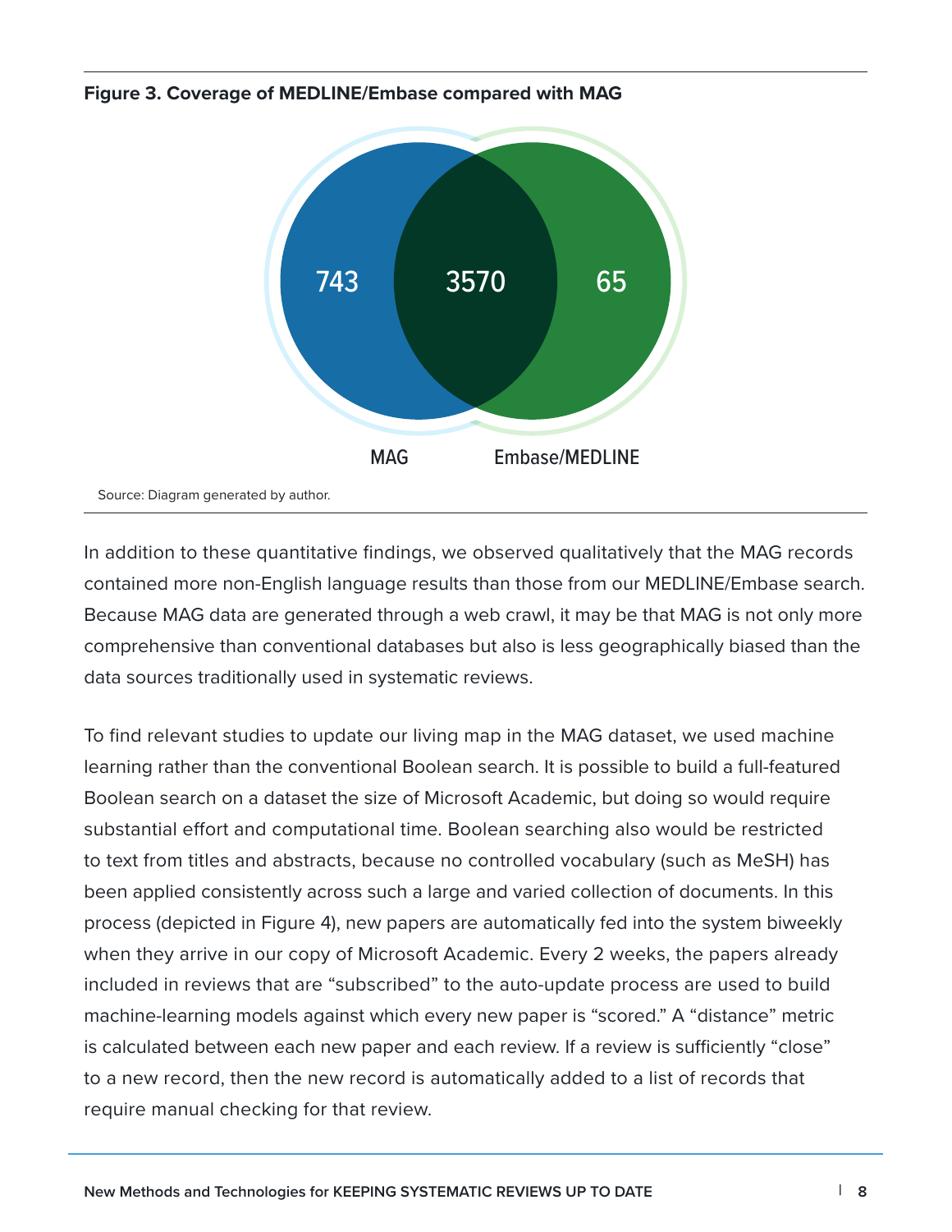**Figure 3. Coverage of MEDLINE/Embase compared with MAG**

Source: Diagram generated by author.

In addition to these quantitative findings, we observed qualitatively that the MAG records contained more non-English language results than those from our MEDLINE/Embase search. Because MAG data are generated through a web crawl, it may be that MAG is not only more comprehensive than conventional databases but also is less geographically biased than the data sources traditionally used in systematic reviews.

To find relevant studies to update our living map in the MAG dataset, we used machine learning rather than the conventional Boolean search. It is possible to build a full-featured Boolean search on a dataset the size of Microsoft Academic, but doing so would require substantial effort and computational time. Boolean searching also would be restricted to text from titles and abstracts, because no controlled vocabulary (such as MeSH) has been applied consistently across such a large and varied collection of documents. In this process (depicted in Figure 4), new papers are automatically fed into the system biweekly when they arrive in our copy of Microsoft Academic. Every 2 weeks, the papers already included in reviews that are "subscribed" to the auto-update process are used to build machine-learning models against which every new paper is "scored." A "distance" metric is calculated between each new paper and each review. If a review is sufficiently "close" to a new record, then the new record is automatically added to a list of records that require manual checking for that review.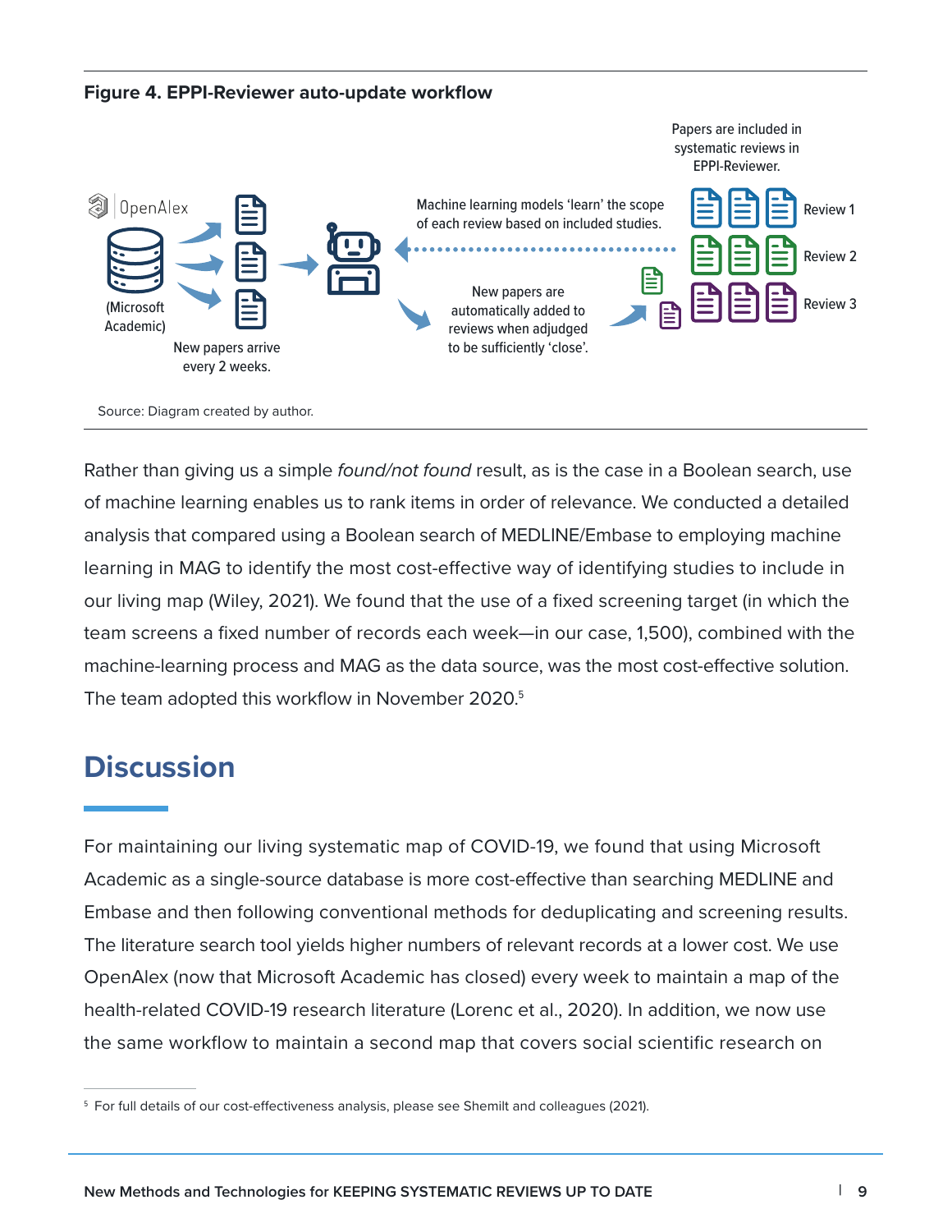**Figure 4. EPPI-Reviewer auto-update workflow**

OpenAlex

(Microsoft Academic)

New papers arrive every 2 weeks.

Machine learning models 'learn' the scope of each review based on included studies.

New papers are automatically added to reviews when adjudged to be sufficiently 'close'.

Papers are included in systematic reviews in EPPI-Reviewer.

Review 1

Review 2

Review 3

Source: Diagram created by author.

Rather than giving us a simple *found/not found* result, as is the case in a Boolean search, use of machine learning enables us to rank items in order of relevance. We conducted a detailed analysis that compared using a Boolean search of MEDLINE/Embase to employing machine learning in MAG to identify the most cost-effective way of identifying studies to include in our living map (Wiley, 2021). We found that the use of a fixed screening target (in which the team screens a fixed number of records each week—in our case, 1,500), combined with the machine-learning process and MAG as the data source, was the most cost-effective solution. The team adopted this workflow in November 2020.[5]

## Discussion

For maintaining our living systematic map of COVID-19, we found that using Microsoft Academic as a single-source database is more cost-effective than searching MEDLINE and Embase and then following conventional methods for deduplicating and screening results. The literature search tool yields higher numbers of relevant records at a lower cost. We use OpenAlex (now that Microsoft Academic has closed) every week to maintain a map of the health-related COVID-19 research literature (Lorenc et al., 2020). In addition, we now use the same workflow to maintain a second map that covers social scientific research on

[5] For full details of our cost-effectiveness analysis, please see Shemilt and colleagues (2021).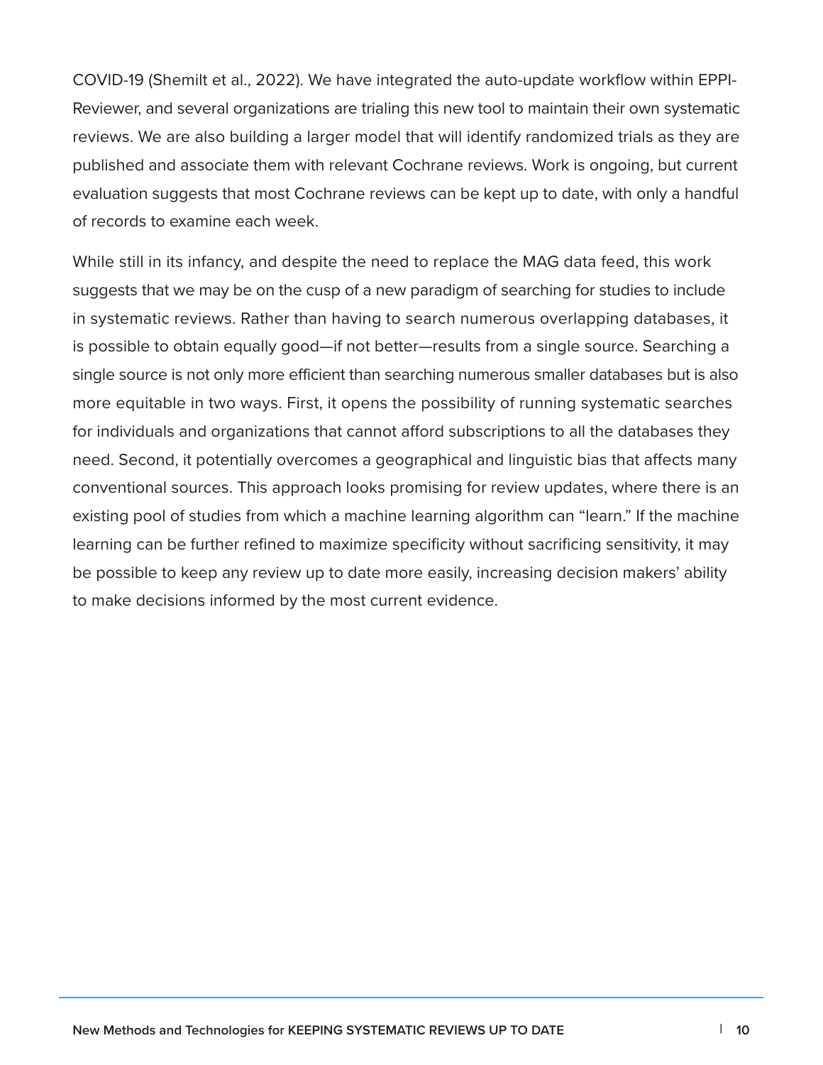COVID-19 (Shemilt et al., 2022). We have integrated the auto-update workflow within EPPI-Reviewer, and several organizations are trialing this new tool to maintain their own systematic reviews. We are also building a larger model that will identify randomized trials as they are published and associate them with relevant Cochrane reviews. Work is ongoing, but current evaluation suggests that most Cochrane reviews can be kept up to date, with only a handful of records to examine each week.

While still in its infancy, and despite the need to replace the MAG data feed, this work suggests that we may be on the cusp of a new paradigm of searching for studies to include in systematic reviews. Rather than having to search numerous overlapping databases, it is possible to obtain equally good—if not better—results from a single source. Searching a single source is not only more efficient than searching numerous smaller databases but is also more equitable in two ways. First, it opens the possibility of running systematic searches for individuals and organizations that cannot afford subscriptions to all the databases they need. Second, it potentially overcomes a geographical and linguistic bias that affects many conventional sources. This approach looks promising for review updates, where there is an existing pool of studies from which a machine learning algorithm can "learn." If the machine learning can be further refined to maximize specificity without sacrificing sensitivity, it may be possible to keep any review up to date more easily, increasing decision makers' ability to make decisions informed by the most current evidence.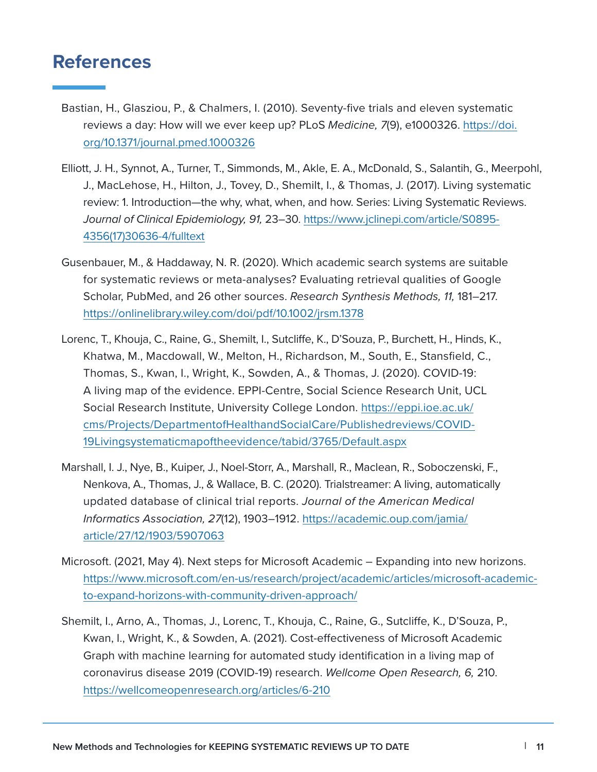# References

Bastian, H., Glasziou, P., & Chalmers, I. (2010). Seventy-five trials and eleven systematic reviews a day: How will we ever keep up? PLoS *Medicine, 7*(9), e1000326. https://doi.org/10.1371/journal.pmed.1000326

Elliott, J. H., Synnot, A., Turner, T., Simmonds, M., Akle, E. A., McDonald, S., Salantih, G., Meerpohl, J., MacLehose, H., Hilton, J., Tovey, D., Shemilt, I., & Thomas, J. (2017). Living systematic review: 1. Introduction—the why, what, when, and how. Series: Living Systematic Reviews. *Journal of Clinical Epidemiology, 91,* 23–30. https://www.jclinepi.com/article/S0895-4356(17)30636-4/fulltext

Gusenbauer, M., & Haddaway, N. R. (2020). Which academic search systems are suitable for systematic reviews or meta-analyses? Evaluating retrieval qualities of Google Scholar, PubMed, and 26 other sources. *Research Synthesis Methods, 11,* 181–217. https://onlinelibrary.wiley.com/doi/pdf/10.1002/jrsm.1378

Lorenc, T., Khouja, C., Raine, G., Shemilt, I., Sutcliffe, K., D'Souza, P., Burchett, H., Hinds, K., Khatwa, M., Macdowall, W., Melton, H., Richardson, M., South, E., Stansfield, C., Thomas, S., Kwan, I., Wright, K., Sowden, A., & Thomas, J. (2020). COVID-19: A living map of the evidence. EPPI-Centre, Social Science Research Unit, UCL Social Research Institute, University College London. https://eppi.ioe.ac.uk/cms/Projects/DepartmentofHealthandSocialCare/Publishedreviews/COVID-19Livingsystematicmapoftheevidence/tabid/3765/Default.aspx

Marshall, I. J., Nye, B., Kuiper, J., Noel-Storr, A., Marshall, R., Maclean, R., Soboczenski, F., Nenkova, A., Thomas, J., & Wallace, B. C. (2020). Trialstreamer: A living, automatically updated database of clinical trial reports. *Journal of the American Medical Informatics Association, 27*(12), 1903–1912. https://academic.oup.com/jamia/article/27/12/1903/5907063

Microsoft. (2021, May 4). Next steps for Microsoft Academic – Expanding into new horizons. https://www.microsoft.com/en-us/research/project/academic/articles/microsoft-academic-to-expand-horizons-with-community-driven-approach/

Shemilt, I., Arno, A., Thomas, J., Lorenc, T., Khouja, C., Raine, G., Sutcliffe, K., D'Souza, P., Kwan, I., Wright, K., & Sowden, A. (2021). Cost-effectiveness of Microsoft Academic Graph with machine learning for automated study identification in a living map of coronavirus disease 2019 (COVID-19) research. *Wellcome Open Research, 6,* 210. https://wellcomeopenresearch.org/articles/6-210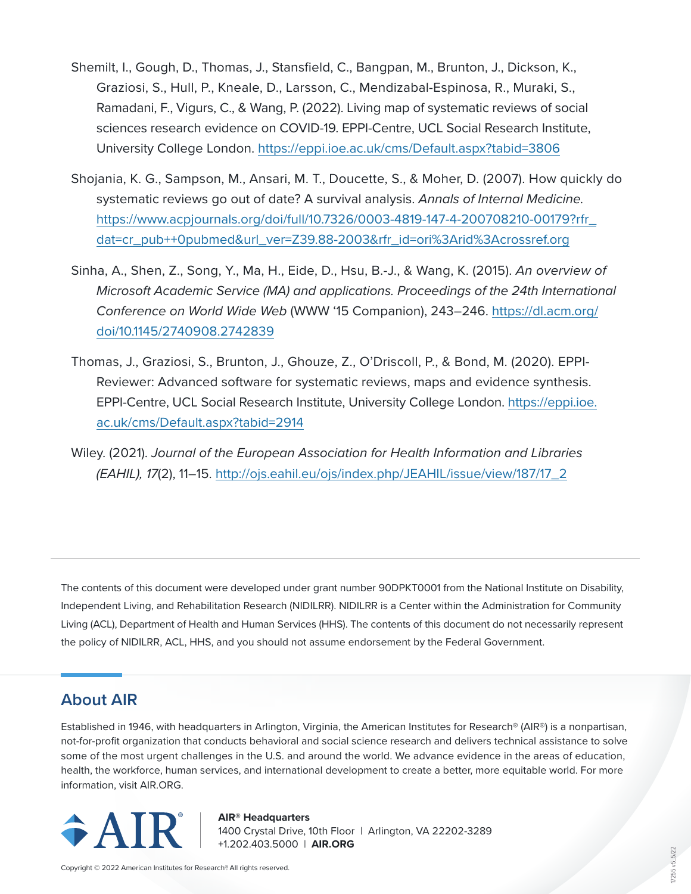Shemilt, I., Gough, D., Thomas, J., Stansfield, C., Bangpan, M., Brunton, J., Dickson, K., Graziosi, S., Hull, P., Kneale, D., Larsson, C., Mendizabal-Espinosa, R., Muraki, S., Ramadani, F., Vigurs, C., & Wang, P. (2022). Living map of systematic reviews of social sciences research evidence on COVID-19. EPPI-Centre, UCL Social Research Institute, University College London. https://eppi.ioe.ac.uk/cms/Default.aspx?tabid=3806

Shojania, K. G., Sampson, M., Ansari, M. T., Doucette, S., & Moher, D. (2007). How quickly do systematic reviews go out of date? A survival analysis. *Annals of Internal Medicine.* https://www.acpjournals.org/doi/full/10.7326/0003-4819-147-4-200708210-00179?rfr_dat=cr_pub++0pubmed&url_ver=Z39.88-2003&rfr_id=ori%3Arid%3Acrossref.org

Sinha, A., Shen, Z., Song, Y., Ma, H., Eide, D., Hsu, B.-J., & Wang, K. (2015). *An overview of Microsoft Academic Service (MA) and applications. Proceedings of the 24th International Conference on World Wide Web* (WWW '15 Companion), 243–246. https://dl.acm.org/doi/10.1145/2740908.2742839

Thomas, J., Graziosi, S., Brunton, J., Ghouze, Z., O'Driscoll, P., & Bond, M. (2020). EPPI-Reviewer: Advanced software for systematic reviews, maps and evidence synthesis. EPPI-Centre, UCL Social Research Institute, University College London. https://eppi.ioe.ac.uk/cms/Default.aspx?tabid=2914

Wiley. (2021). *Journal of the European Association for Health Information and Libraries (EAHIL), 17*(2), 11–15. http://ojs.eahil.eu/ojs/index.php/JEAHIL/issue/view/187/17_2

---

The contents of this document were developed under grant number 90DPKT0001 from the National Institute on Disability, Independent Living, and Rehabilitation Research (NIDILRR). NIDILRR is a Center within the Administration for Community Living (ACL), Department of Health and Human Services (HHS). The contents of this document do not necessarily represent the policy of NIDILRR, ACL, HHS, and you should not assume endorsement by the Federal Government.

## About AIR

Established in 1946, with headquarters in Arlington, Virginia, the American Institutes for Research® (AIR®) is a nonpartisan, not-for-profit organization that conducts behavioral and social science research and delivers technical assistance to solve some of the most urgent challenges in the U.S. and around the world. We advance evidence in the areas of education, health, the workforce, human services, and international development to create a better, more equitable world. For more information, visit AIR.ORG.

AIR®

**AIR® Headquarters**
1400 Crystal Drive, 10th Floor | Arlington, VA 22202-3289
+1.202.403.5000 | **AIR.ORG**

Copyright © 2022 American Institutes for Research® All rights reserved.

17255 v5_5/22